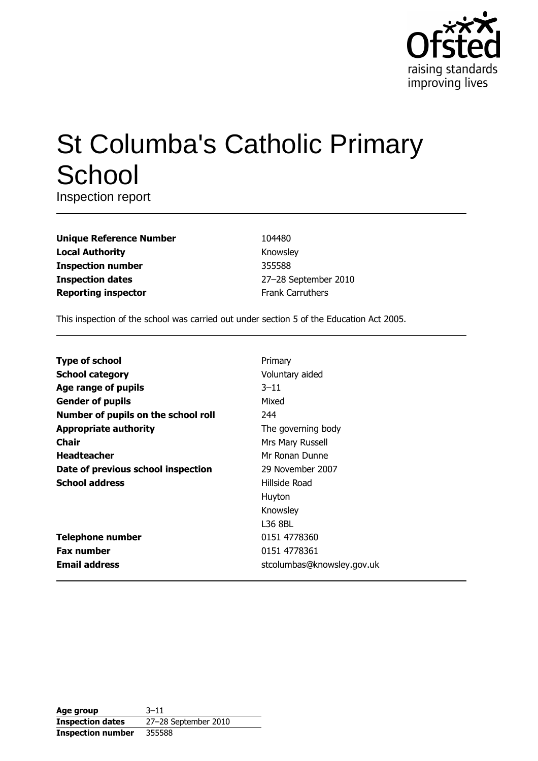# St Columba's Catholic Primary School

Inspection report

| | |
|---|---|
| **Unique Reference Number** | 104480 |
| **Local Authority** | Knowsley |
| **Inspection number** | 355588 |
| **Inspection dates** | 27–28 September 2010 |
| **Reporting inspector** | Frank Carruthers |

This inspection of the school was carried out under section 5 of the Education Act 2005.

| | |
|---|---|
| **Type of school** | Primary |
| **School category** | Voluntary aided |
| **Age range of pupils** | 3–11 |
| **Gender of pupils** | Mixed |
| **Number of pupils on the school roll** | 244 |
| **Appropriate authority** | The governing body |
| **Chair** | Mrs Mary Russell |
| **Headteacher** | Mr Ronan Dunne |
| **Date of previous school inspection** | 29 November 2007 |
| **School address** | Hillside Road<br>Huyton<br>Knowsley<br>L36 8BL |
| **Telephone number** | 0151 4778360 |
| **Fax number** | 0151 4778361 |
| **Email address** | stcolumbas@knowsley.gov.uk |

| | |
|---|---|
| **Age group** | 3–11 |
| **Inspection dates** | 27–28 September 2010 |
| **Inspection number** | 355588 |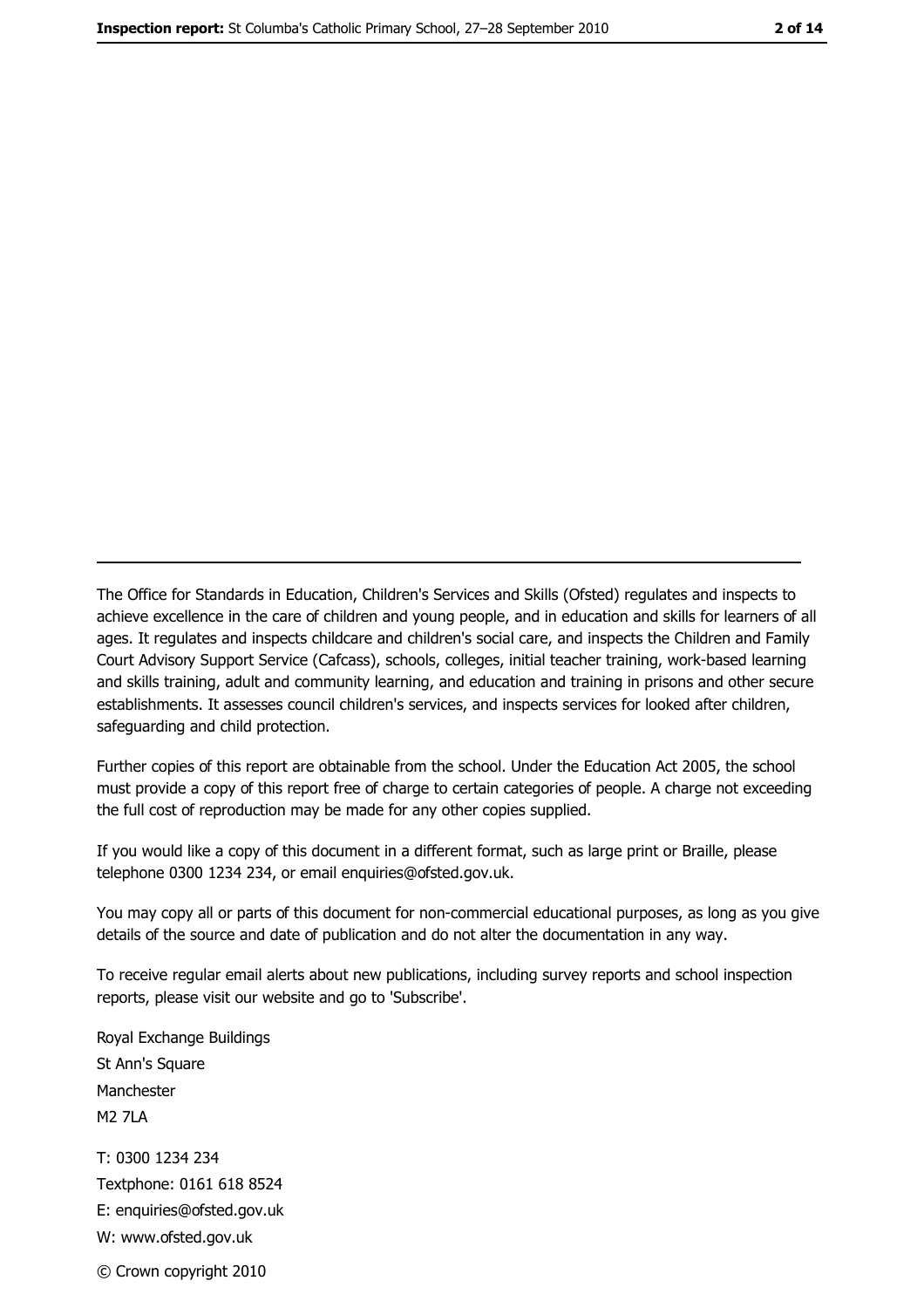---

The Office for Standards in Education, Children's Services and Skills (Ofsted) regulates and inspects to achieve excellence in the care of children and young people, and in education and skills for learners of all ages. It regulates and inspects childcare and children's social care, and inspects the Children and Family Court Advisory Support Service (Cafcass), schools, colleges, initial teacher training, work-based learning and skills training, adult and community learning, and education and training in prisons and other secure establishments. It assesses council children's services, and inspects services for looked after children, safeguarding and child protection.

Further copies of this report are obtainable from the school. Under the Education Act 2005, the school must provide a copy of this report free of charge to certain categories of people. A charge not exceeding the full cost of reproduction may be made for any other copies supplied.

If you would like a copy of this document in a different format, such as large print or Braille, please telephone 0300 1234 234, or email enquiries@ofsted.gov.uk.

You may copy all or parts of this document for non-commercial educational purposes, as long as you give details of the source and date of publication and do not alter the documentation in any way.

To receive regular email alerts about new publications, including survey reports and school inspection reports, please visit our website and go to 'Subscribe'.

Royal Exchange Buildings
St Ann's Square
Manchester
M2 7LA

T: 0300 1234 234
Textphone: 0161 618 8524
E: enquiries@ofsted.gov.uk
W: www.ofsted.gov.uk

© Crown copyright 2010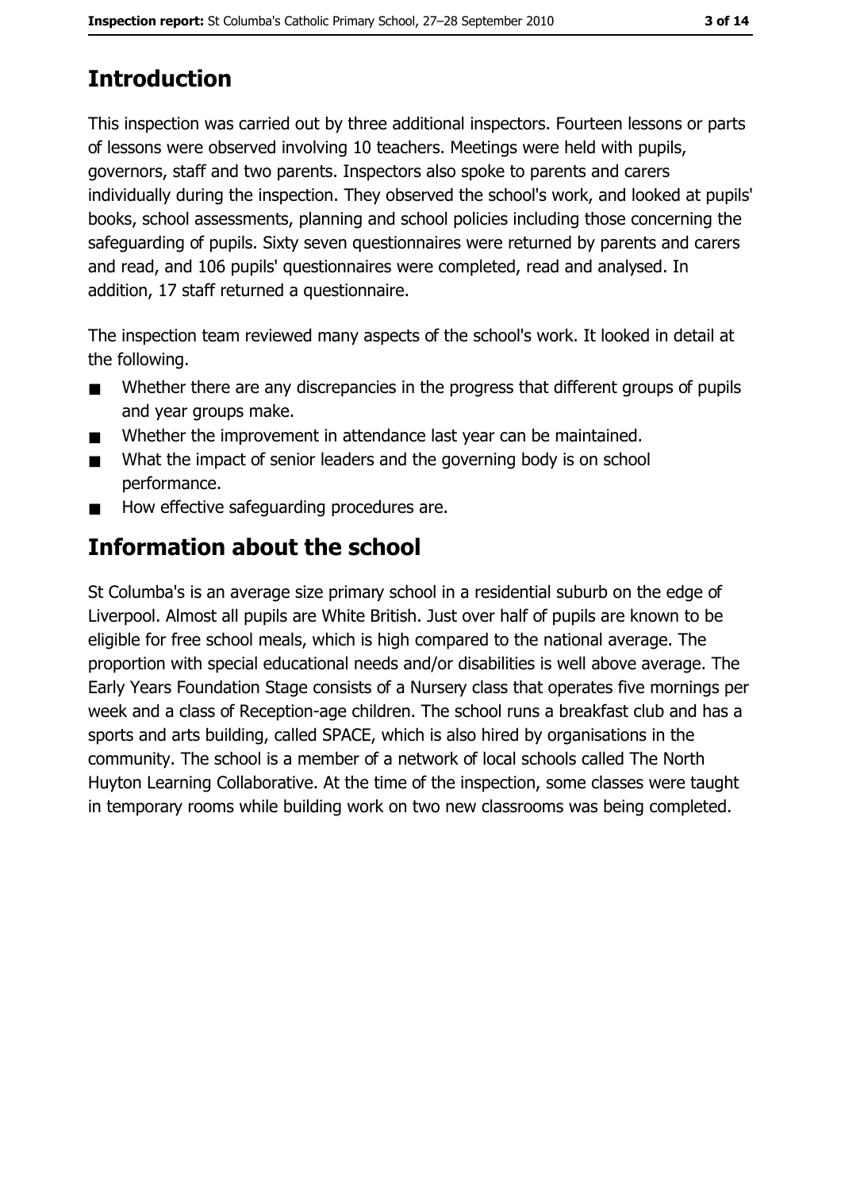## Introduction

This inspection was carried out by three additional inspectors. Fourteen lessons or parts of lessons were observed involving 10 teachers. Meetings were held with pupils, governors, staff and two parents. Inspectors also spoke to parents and carers individually during the inspection. They observed the school's work, and looked at pupils' books, school assessments, planning and school policies including those concerning the safeguarding of pupils. Sixty seven questionnaires were returned by parents and carers and read, and 106 pupils' questionnaires were completed, read and analysed. In addition, 17 staff returned a questionnaire.

The inspection team reviewed many aspects of the school's work. It looked in detail at the following.

- Whether there are any discrepancies in the progress that different groups of pupils and year groups make.
- Whether the improvement in attendance last year can be maintained.
- What the impact of senior leaders and the governing body is on school performance.
- How effective safeguarding procedures are.

## Information about the school

St Columba's is an average size primary school in a residential suburb on the edge of Liverpool. Almost all pupils are White British. Just over half of pupils are known to be eligible for free school meals, which is high compared to the national average. The proportion with special educational needs and/or disabilities is well above average. The Early Years Foundation Stage consists of a Nursery class that operates five mornings per week and a class of Reception-age children. The school runs a breakfast club and has a sports and arts building, called SPACE, which is also hired by organisations in the community. The school is a member of a network of local schools called The North Huyton Learning Collaborative. At the time of the inspection, some classes were taught in temporary rooms while building work on two new classrooms was being completed.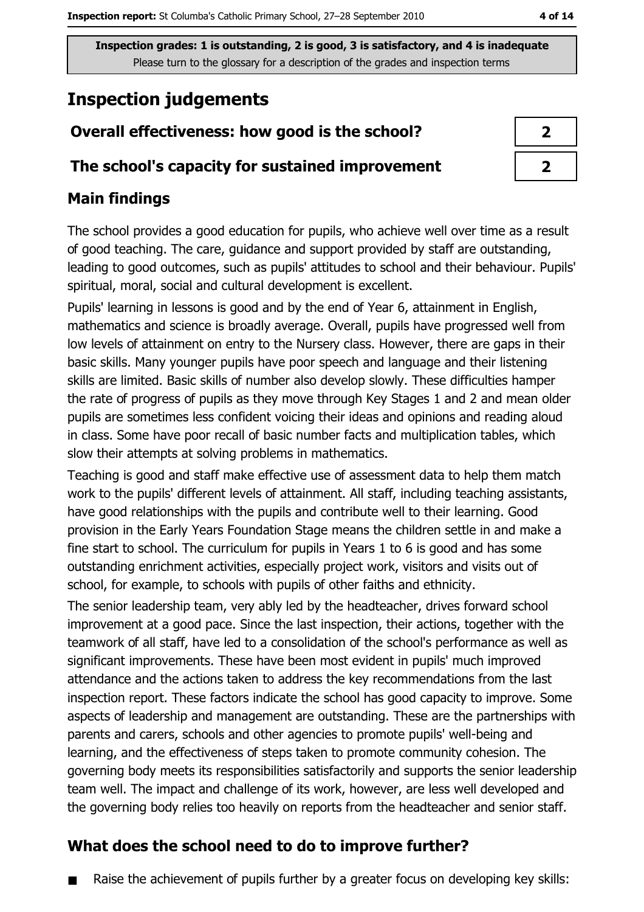Inspection grades: 1 is outstanding, 2 is good, 3 is satisfactory, and 4 is inadequate
Please turn to the glossary for a description of the grades and inspection terms

# Inspection judgements

| | |
|---|---|
| **Overall effectiveness: how good is the school?** | 2 |
| **The school's capacity for sustained improvement** | 2 |

## Main findings

The school provides a good education for pupils, who achieve well over time as a result of good teaching. The care, guidance and support provided by staff are outstanding, leading to good outcomes, such as pupils' attitudes to school and their behaviour. Pupils' spiritual, moral, social and cultural development is excellent.

Pupils' learning in lessons is good and by the end of Year 6, attainment in English, mathematics and science is broadly average. Overall, pupils have progressed well from low levels of attainment on entry to the Nursery class. However, there are gaps in their basic skills. Many younger pupils have poor speech and language and their listening skills are limited. Basic skills of number also develop slowly. These difficulties hamper the rate of progress of pupils as they move through Key Stages 1 and 2 and mean older pupils are sometimes less confident voicing their ideas and opinions and reading aloud in class. Some have poor recall of basic number facts and multiplication tables, which slow their attempts at solving problems in mathematics.

Teaching is good and staff make effective use of assessment data to help them match work to the pupils' different levels of attainment. All staff, including teaching assistants, have good relationships with the pupils and contribute well to their learning. Good provision in the Early Years Foundation Stage means the children settle in and make a fine start to school. The curriculum for pupils in Years 1 to 6 is good and has some outstanding enrichment activities, especially project work, visitors and visits out of school, for example, to schools with pupils of other faiths and ethnicity.

The senior leadership team, very ably led by the headteacher, drives forward school improvement at a good pace. Since the last inspection, their actions, together with the teamwork of all staff, have led to a consolidation of the school's performance as well as significant improvements. These have been most evident in pupils' much improved attendance and the actions taken to address the key recommendations from the last inspection report. These factors indicate the school has good capacity to improve. Some aspects of leadership and management are outstanding. These are the partnerships with parents and carers, schools and other agencies to promote pupils' well-being and learning, and the effectiveness of steps taken to promote community cohesion. The governing body meets its responsibilities satisfactorily and supports the senior leadership team well. The impact and challenge of its work, however, are less well developed and the governing body relies too heavily on reports from the headteacher and senior staff.

## What does the school need to do to improve further?

- Raise the achievement of pupils further by a greater focus on developing key skills: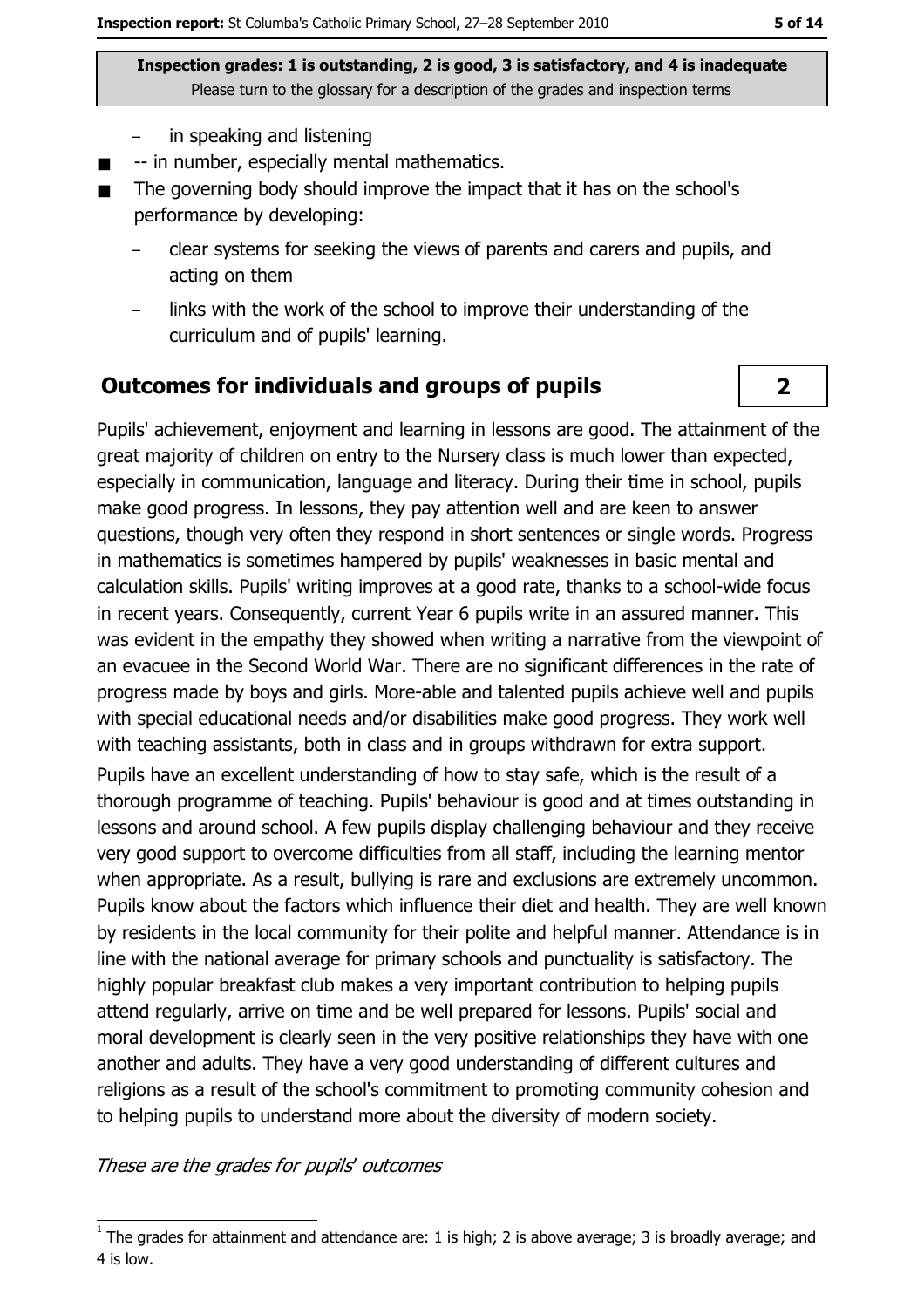**Inspection grades: 1 is outstanding, 2 is good, 3 is satisfactory, and 4 is inadequate**
Please turn to the glossary for a description of the grades and inspection terms

  - in speaking and listening
- -- in number, especially mental mathematics.
- The governing body should improve the impact that it has on the school's performance by developing:
  - clear systems for seeking the views of parents and carers and pupils, and acting on them
  - links with the work of the school to improve their understanding of the curriculum and of pupils' learning.

## Outcomes for individuals and groups of pupils — 2

Pupils' achievement, enjoyment and learning in lessons are good. The attainment of the great majority of children on entry to the Nursery class is much lower than expected, especially in communication, language and literacy. During their time in school, pupils make good progress. In lessons, they pay attention well and are keen to answer questions, though very often they respond in short sentences or single words. Progress in mathematics is sometimes hampered by pupils' weaknesses in basic mental and calculation skills. Pupils' writing improves at a good rate, thanks to a school-wide focus in recent years. Consequently, current Year 6 pupils write in an assured manner. This was evident in the empathy they showed when writing a narrative from the viewpoint of an evacuee in the Second World War. There are no significant differences in the rate of progress made by boys and girls. More-able and talented pupils achieve well and pupils with special educational needs and/or disabilities make good progress. They work well with teaching assistants, both in class and in groups withdrawn for extra support.

Pupils have an excellent understanding of how to stay safe, which is the result of a thorough programme of teaching. Pupils' behaviour is good and at times outstanding in lessons and around school. A few pupils display challenging behaviour and they receive very good support to overcome difficulties from all staff, including the learning mentor when appropriate. As a result, bullying is rare and exclusions are extremely uncommon. Pupils know about the factors which influence their diet and health. They are well known by residents in the local community for their polite and helpful manner. Attendance is in line with the national average for primary schools and punctuality is satisfactory. The highly popular breakfast club makes a very important contribution to helping pupils attend regularly, arrive on time and be well prepared for lessons. Pupils' social and moral development is clearly seen in the very positive relationships they have with one another and adults. They have a very good understanding of different cultures and religions as a result of the school's commitment to promoting community cohesion and to helping pupils to understand more about the diversity of modern society.

*These are the grades for pupils' outcomes*

[1] The grades for attainment and attendance are: 1 is high; 2 is above average; 3 is broadly average; and 4 is low.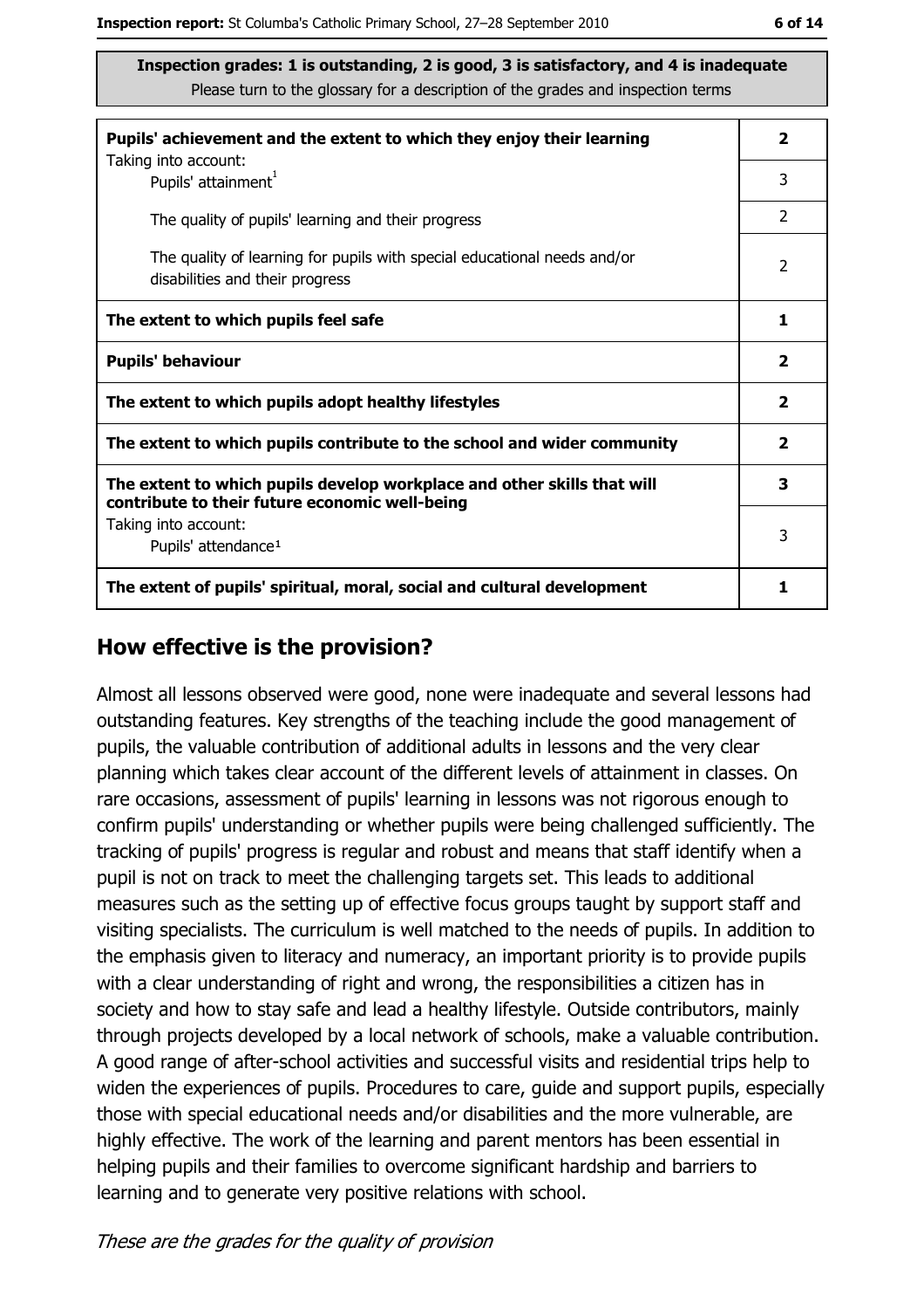**Inspection grades: 1 is outstanding, 2 is good, 3 is satisfactory, and 4 is inadequate**
Please turn to the glossary for a description of the grades and inspection terms

| | |
|---|---|
| **Pupils' achievement and the extent to which they enjoy their learning** Taking into account: | **2** |
| Pupils' attainment[1] | 3 |
| The quality of pupils' learning and their progress | 2 |
| The quality of learning for pupils with special educational needs and/or disabilities and their progress | 2 |
| **The extent to which pupils feel safe** | **1** |
| **Pupils' behaviour** | **2** |
| **The extent to which pupils adopt healthy lifestyles** | **2** |
| **The extent to which pupils contribute to the school and wider community** | **2** |
| **The extent to which pupils develop workplace and other skills that will contribute to their future economic well-being** | **3** |
| Taking into account: Pupils' attendance[1] | 3 |
| **The extent of pupils' spiritual, moral, social and cultural development** | **1** |

## How effective is the provision?

Almost all lessons observed were good, none were inadequate and several lessons had outstanding features. Key strengths of the teaching include the good management of pupils, the valuable contribution of additional adults in lessons and the very clear planning which takes clear account of the different levels of attainment in classes. On rare occasions, assessment of pupils' learning in lessons was not rigorous enough to confirm pupils' understanding or whether pupils were being challenged sufficiently. The tracking of pupils' progress is regular and robust and means that staff identify when a pupil is not on track to meet the challenging targets set. This leads to additional measures such as the setting up of effective focus groups taught by support staff and visiting specialists. The curriculum is well matched to the needs of pupils. In addition to the emphasis given to literacy and numeracy, an important priority is to provide pupils with a clear understanding of right and wrong, the responsibilities a citizen has in society and how to stay safe and lead a healthy lifestyle. Outside contributors, mainly through projects developed by a local network of schools, make a valuable contribution. A good range of after-school activities and successful visits and residential trips help to widen the experiences of pupils. Procedures to care, guide and support pupils, especially those with special educational needs and/or disabilities and the more vulnerable, are highly effective. The work of the learning and parent mentors has been essential in helping pupils and their families to overcome significant hardship and barriers to learning and to generate very positive relations with school.

*These are the grades for the quality of provision*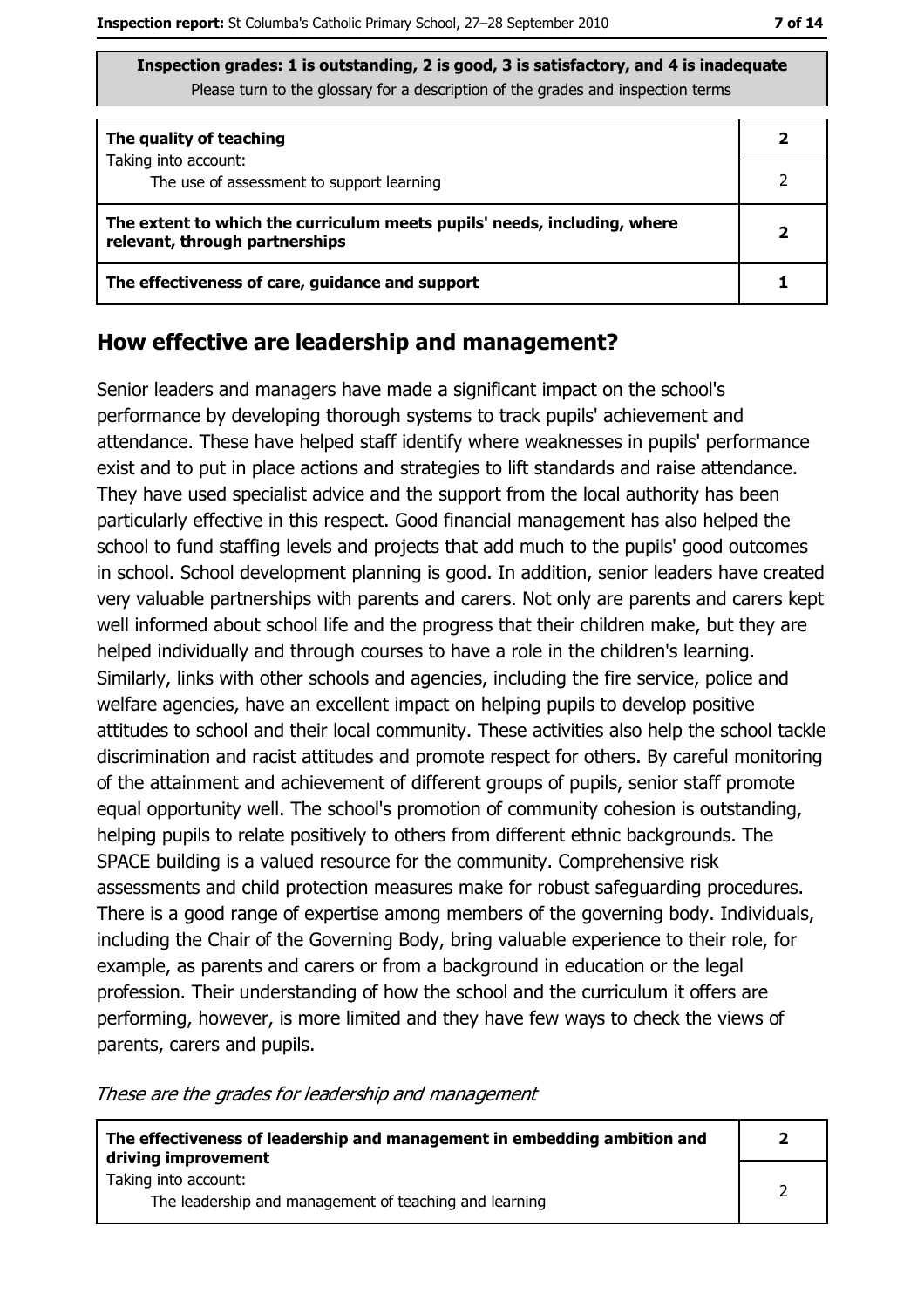**Inspection grades: 1 is outstanding, 2 is good, 3 is satisfactory, and 4 is inadequate**
Please turn to the glossary for a description of the grades and inspection terms

| | |
|---|---|
| **The quality of teaching** | **2** |
| Taking into account: The use of assessment to support learning | 2 |
| **The extent to which the curriculum meets pupils' needs, including, where relevant, through partnerships** | **2** |
| **The effectiveness of care, guidance and support** | **1** |

## How effective are leadership and management?

Senior leaders and managers have made a significant impact on the school's performance by developing thorough systems to track pupils' achievement and attendance. These have helped staff identify where weaknesses in pupils' performance exist and to put in place actions and strategies to lift standards and raise attendance. They have used specialist advice and the support from the local authority has been particularly effective in this respect. Good financial management has also helped the school to fund staffing levels and projects that add much to the pupils' good outcomes in school. School development planning is good. In addition, senior leaders have created very valuable partnerships with parents and carers. Not only are parents and carers kept well informed about school life and the progress that their children make, but they are helped individually and through courses to have a role in the children's learning. Similarly, links with other schools and agencies, including the fire service, police and welfare agencies, have an excellent impact on helping pupils to develop positive attitudes to school and their local community. These activities also help the school tackle discrimination and racist attitudes and promote respect for others. By careful monitoring of the attainment and achievement of different groups of pupils, senior staff promote equal opportunity well. The school's promotion of community cohesion is outstanding, helping pupils to relate positively to others from different ethnic backgrounds. The SPACE building is a valued resource for the community. Comprehensive risk assessments and child protection measures make for robust safeguarding procedures. There is a good range of expertise among members of the governing body. Individuals, including the Chair of the Governing Body, bring valuable experience to their role, for example, as parents and carers or from a background in education or the legal profession. Their understanding of how the school and the curriculum it offers are performing, however, is more limited and they have few ways to check the views of parents, carers and pupils.

*These are the grades for leadership and management*

| | |
|---|---|
| **The effectiveness of leadership and management in embedding ambition and driving improvement** | **2** |
| Taking into account: The leadership and management of teaching and learning | 2 |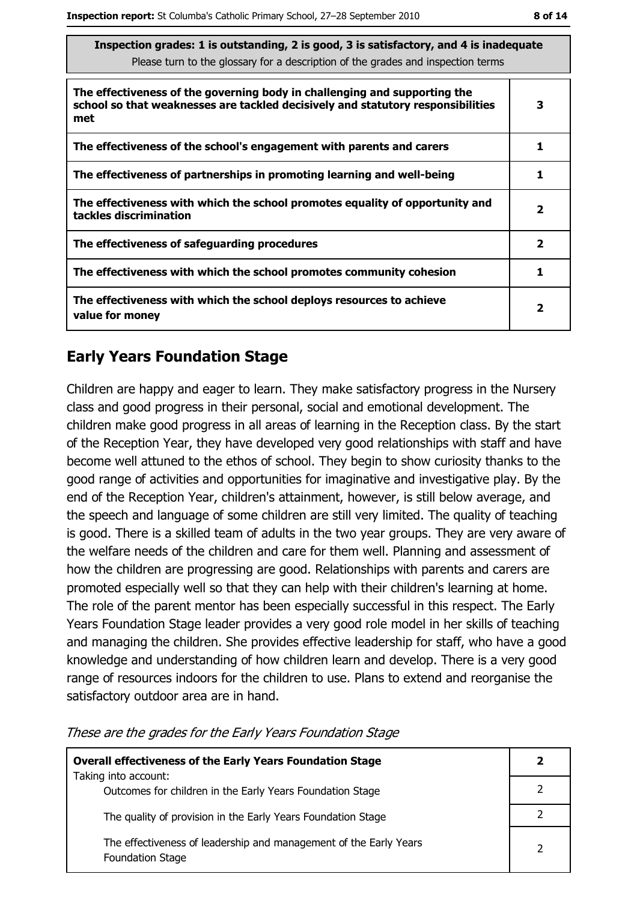| Inspection grades: 1 is outstanding, 2 is good, 3 is satisfactory, and 4 is inadequate<br>Please turn to the glossary for a description of the grades and inspection terms | |
|---|---|
| **The effectiveness of the governing body in challenging and supporting the school so that weaknesses are tackled decisively and statutory responsibilities met** | **3** |
| **The effectiveness of the school's engagement with parents and carers** | **1** |
| **The effectiveness of partnerships in promoting learning and well-being** | **1** |
| **The effectiveness with which the school promotes equality of opportunity and tackles discrimination** | **2** |
| **The effectiveness of safeguarding procedures** | **2** |
| **The effectiveness with which the school promotes community cohesion** | **1** |
| **The effectiveness with which the school deploys resources to achieve value for money** | **2** |

## Early Years Foundation Stage

Children are happy and eager to learn. They make satisfactory progress in the Nursery class and good progress in their personal, social and emotional development. The children make good progress in all areas of learning in the Reception class. By the start of the Reception Year, they have developed very good relationships with staff and have become well attuned to the ethos of school. They begin to show curiosity thanks to the good range of activities and opportunities for imaginative and investigative play. By the end of the Reception Year, children's attainment, however, is still below average, and the speech and language of some children are still very limited. The quality of teaching is good. There is a skilled team of adults in the two year groups. They are very aware of the welfare needs of the children and care for them well. Planning and assessment of how the children are progressing are good. Relationships with parents and carers are promoted especially well so that they can help with their children's learning at home. The role of the parent mentor has been especially successful in this respect. The Early Years Foundation Stage leader provides a very good role model in her skills of teaching and managing the children. She provides effective leadership for staff, who have a good knowledge and understanding of how children learn and develop. There is a very good range of resources indoors for the children to use. Plans to extend and reorganise the satisfactory outdoor area are in hand.

*These are the grades for the Early Years Foundation Stage*

| **Overall effectiveness of the Early Years Foundation Stage**<br>Taking into account: | **2** |
|---|---|
| Outcomes for children in the Early Years Foundation Stage | 2 |
| The quality of provision in the Early Years Foundation Stage | 2 |
| The effectiveness of leadership and management of the Early Years Foundation Stage | 2 |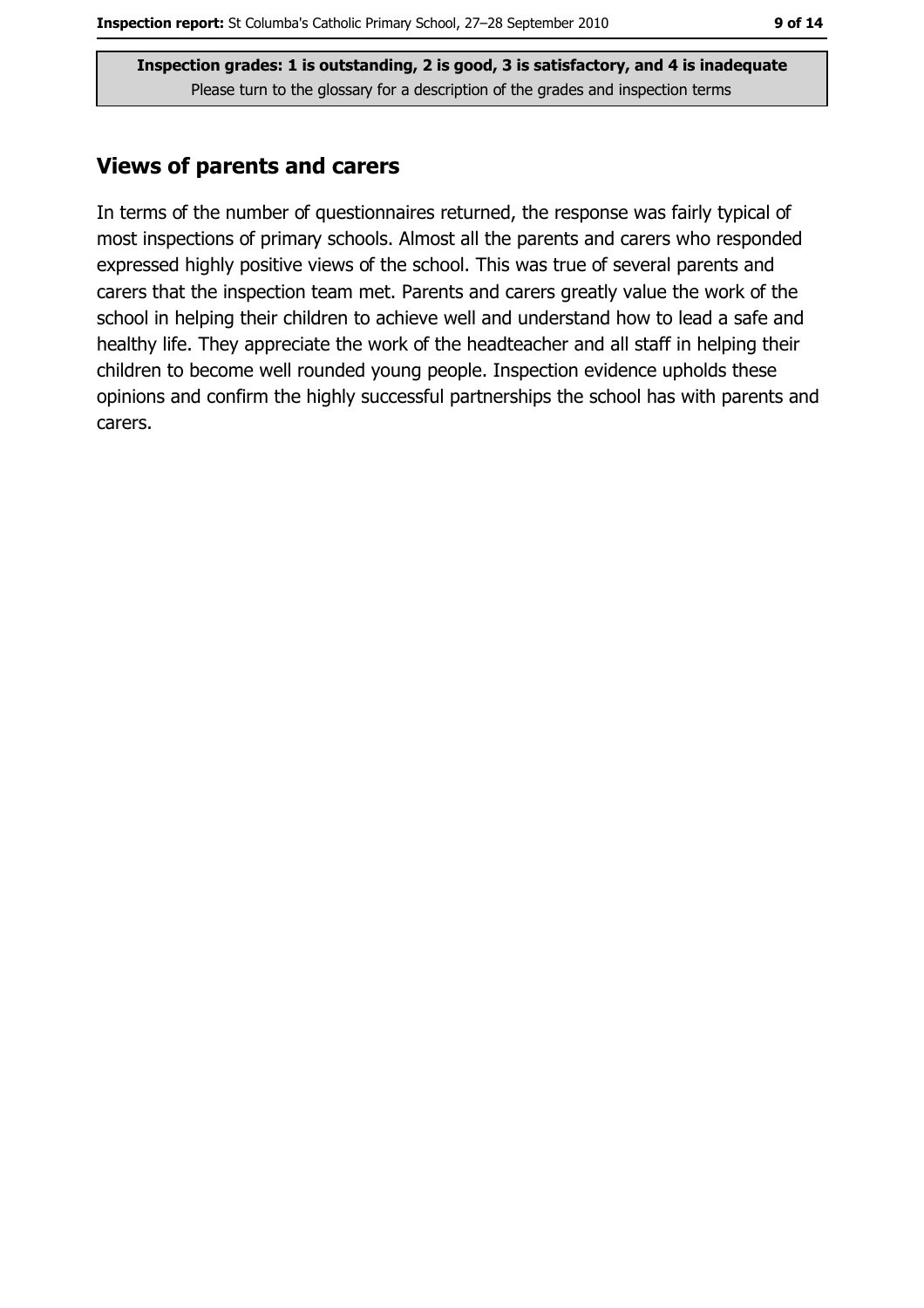## Views of parents and carers

In terms of the number of questionnaires returned, the response was fairly typical of most inspections of primary schools. Almost all the parents and carers who responded expressed highly positive views of the school. This was true of several parents and carers that the inspection team met. Parents and carers greatly value the work of the school in helping their children to achieve well and understand how to lead a safe and healthy life. They appreciate the work of the headteacher and all staff in helping their children to become well rounded young people. Inspection evidence upholds these opinions and confirm the highly successful partnerships the school has with parents and carers.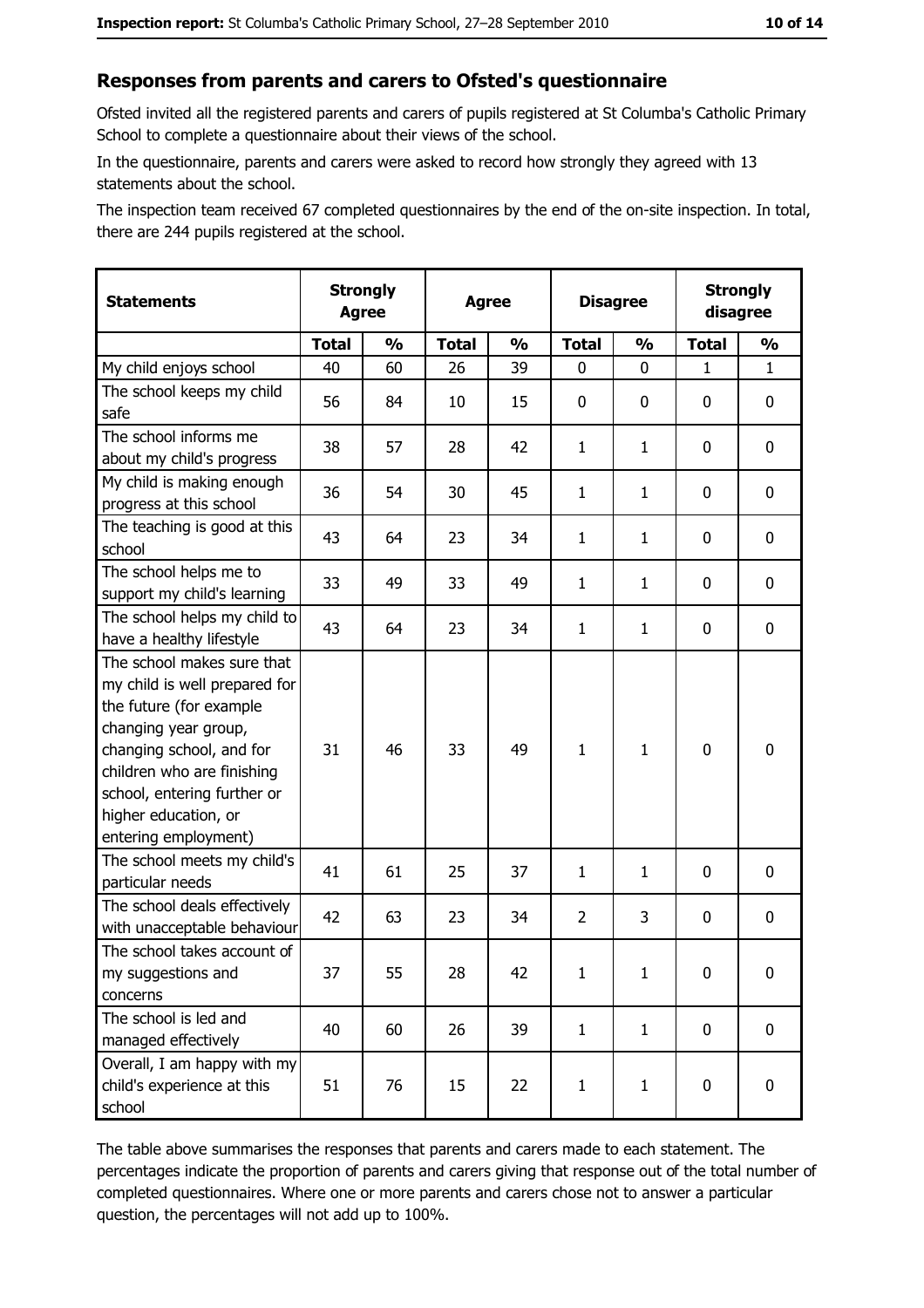## Responses from parents and carers to Ofsted's questionnaire

Ofsted invited all the registered parents and carers of pupils registered at St Columba's Catholic Primary School to complete a questionnaire about their views of the school.

In the questionnaire, parents and carers were asked to record how strongly they agreed with 13 statements about the school.

The inspection team received 67 completed questionnaires by the end of the on-site inspection. In total, there are 244 pupils registered at the school.

| Statements | Strongly Agree | | Agree | | Disagree | | Strongly disagree | |
|---|---|---|---|---|---|---|---|---|
| | Total | % | Total | % | Total | % | Total | % |
| My child enjoys school | 40 | 60 | 26 | 39 | 0 | 0 | 1 | 1 |
| The school keeps my child safe | 56 | 84 | 10 | 15 | 0 | 0 | 0 | 0 |
| The school informs me about my child's progress | 38 | 57 | 28 | 42 | 1 | 1 | 0 | 0 |
| My child is making enough progress at this school | 36 | 54 | 30 | 45 | 1 | 1 | 0 | 0 |
| The teaching is good at this school | 43 | 64 | 23 | 34 | 1 | 1 | 0 | 0 |
| The school helps me to support my child's learning | 33 | 49 | 33 | 49 | 1 | 1 | 0 | 0 |
| The school helps my child to have a healthy lifestyle | 43 | 64 | 23 | 34 | 1 | 1 | 0 | 0 |
| The school makes sure that my child is well prepared for the future (for example changing year group, changing school, and for children who are finishing school, entering further or higher education, or entering employment) | 31 | 46 | 33 | 49 | 1 | 1 | 0 | 0 |
| The school meets my child's particular needs | 41 | 61 | 25 | 37 | 1 | 1 | 0 | 0 |
| The school deals effectively with unacceptable behaviour | 42 | 63 | 23 | 34 | 2 | 3 | 0 | 0 |
| The school takes account of my suggestions and concerns | 37 | 55 | 28 | 42 | 1 | 1 | 0 | 0 |
| The school is led and managed effectively | 40 | 60 | 26 | 39 | 1 | 1 | 0 | 0 |
| Overall, I am happy with my child's experience at this school | 51 | 76 | 15 | 22 | 1 | 1 | 0 | 0 |

The table above summarises the responses that parents and carers made to each statement. The percentages indicate the proportion of parents and carers giving that response out of the total number of completed questionnaires. Where one or more parents and carers chose not to answer a particular question, the percentages will not add up to 100%.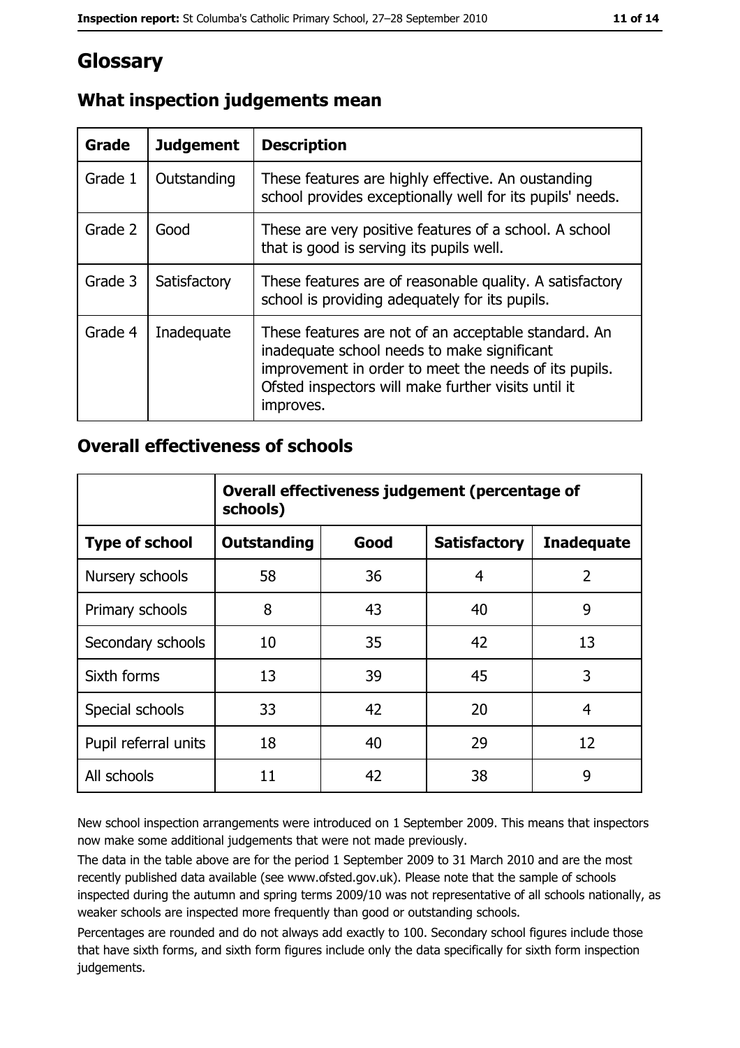# Glossary

## What inspection judgements mean

| Grade | Judgement | Description |
|---|---|---|
| Grade 1 | Outstanding | These features are highly effective. An oustanding school provides exceptionally well for its pupils' needs. |
| Grade 2 | Good | These are very positive features of a school. A school that is good is serving its pupils well. |
| Grade 3 | Satisfactory | These features are of reasonable quality. A satisfactory school is providing adequately for its pupils. |
| Grade 4 | Inadequate | These features are not of an acceptable standard. An inadequate school needs to make significant improvement in order to meet the needs of its pupils. Ofsted inspectors will make further visits until it improves. |

## Overall effectiveness of schools

| | Overall effectiveness judgement (percentage of schools) | | | |
|---|---|---|---|---|
| **Type of school** | **Outstanding** | **Good** | **Satisfactory** | **Inadequate** |
| Nursery schools | 58 | 36 | 4 | 2 |
| Primary schools | 8 | 43 | 40 | 9 |
| Secondary schools | 10 | 35 | 42 | 13 |
| Sixth forms | 13 | 39 | 45 | 3 |
| Special schools | 33 | 42 | 20 | 4 |
| Pupil referral units | 18 | 40 | 29 | 12 |
| All schools | 11 | 42 | 38 | 9 |

New school inspection arrangements were introduced on 1 September 2009. This means that inspectors now make some additional judgements that were not made previously.

The data in the table above are for the period 1 September 2009 to 31 March 2010 and are the most recently published data available (see www.ofsted.gov.uk). Please note that the sample of schools inspected during the autumn and spring terms 2009/10 was not representative of all schools nationally, as weaker schools are inspected more frequently than good or outstanding schools.

Percentages are rounded and do not always add exactly to 100. Secondary school figures include those that have sixth forms, and sixth form figures include only the data specifically for sixth form inspection judgements.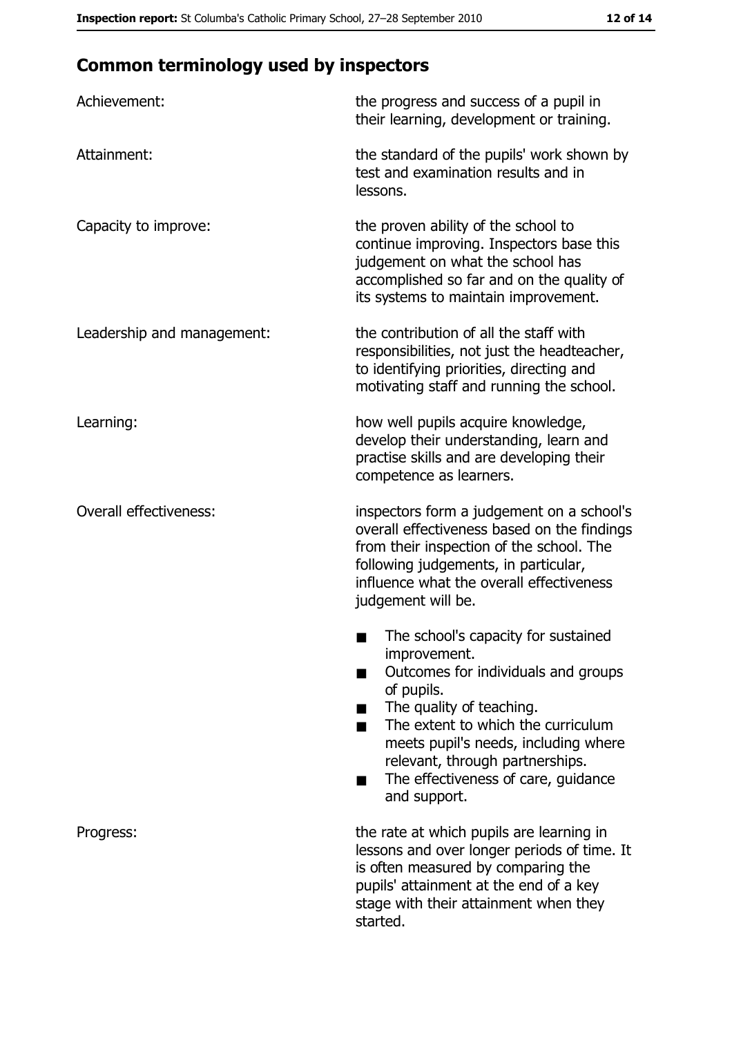## Common terminology used by inspectors

| | |
|---|---|
| Achievement: | the progress and success of a pupil in their learning, development or training. |
| Attainment: | the standard of the pupils' work shown by test and examination results and in lessons. |
| Capacity to improve: | the proven ability of the school to continue improving. Inspectors base this judgement on what the school has accomplished so far and on the quality of its systems to maintain improvement. |
| Leadership and management: | the contribution of all the staff with responsibilities, not just the headteacher, to identifying priorities, directing and motivating staff and running the school. |
| Learning: | how well pupils acquire knowledge, develop their understanding, learn and practise skills and are developing their competence as learners. |
| Overall effectiveness: | inspectors form a judgement on a school's overall effectiveness based on the findings from their inspection of the school. The following judgements, in particular, influence what the overall effectiveness judgement will be.<br>■ The school's capacity for sustained improvement.<br>■ Outcomes for individuals and groups of pupils.<br>■ The quality of teaching.<br>■ The extent to which the curriculum meets pupil's needs, including where relevant, through partnerships.<br>■ The effectiveness of care, guidance and support. |
| Progress: | the rate at which pupils are learning in lessons and over longer periods of time. It is often measured by comparing the pupils' attainment at the end of a key stage with their attainment when they started. |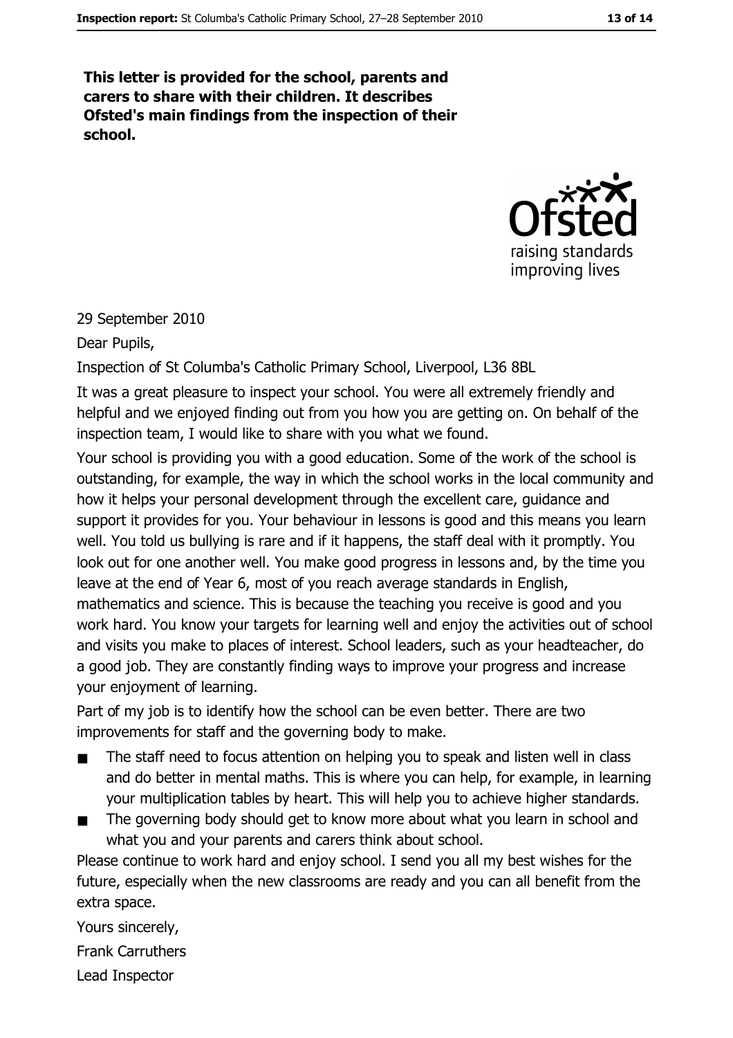**This letter is provided for the school, parents and carers to share with their children. It describes Ofsted's main findings from the inspection of their school.**

29 September 2010

Dear Pupils,

Inspection of St Columba's Catholic Primary School, Liverpool, L36 8BL

It was a great pleasure to inspect your school. You were all extremely friendly and helpful and we enjoyed finding out from you how you are getting on. On behalf of the inspection team, I would like to share with you what we found.

Your school is providing you with a good education. Some of the work of the school is outstanding, for example, the way in which the school works in the local community and how it helps your personal development through the excellent care, guidance and support it provides for you. Your behaviour in lessons is good and this means you learn well. You told us bullying is rare and if it happens, the staff deal with it promptly. You look out for one another well. You make good progress in lessons and, by the time you leave at the end of Year 6, most of you reach average standards in English, mathematics and science. This is because the teaching you receive is good and you work hard. You know your targets for learning well and enjoy the activities out of school and visits you make to places of interest. School leaders, such as your headteacher, do a good job. They are constantly finding ways to improve your progress and increase your enjoyment of learning.

Part of my job is to identify how the school can be even better. There are two improvements for staff and the governing body to make.

- The staff need to focus attention on helping you to speak and listen well in class and do better in mental maths. This is where you can help, for example, in learning your multiplication tables by heart. This will help you to achieve higher standards.
- The governing body should get to know more about what you learn in school and what you and your parents and carers think about school.

Please continue to work hard and enjoy school. I send you all my best wishes for the future, especially when the new classrooms are ready and you can all benefit from the extra space.

Yours sincerely,

Frank Carruthers

Lead Inspector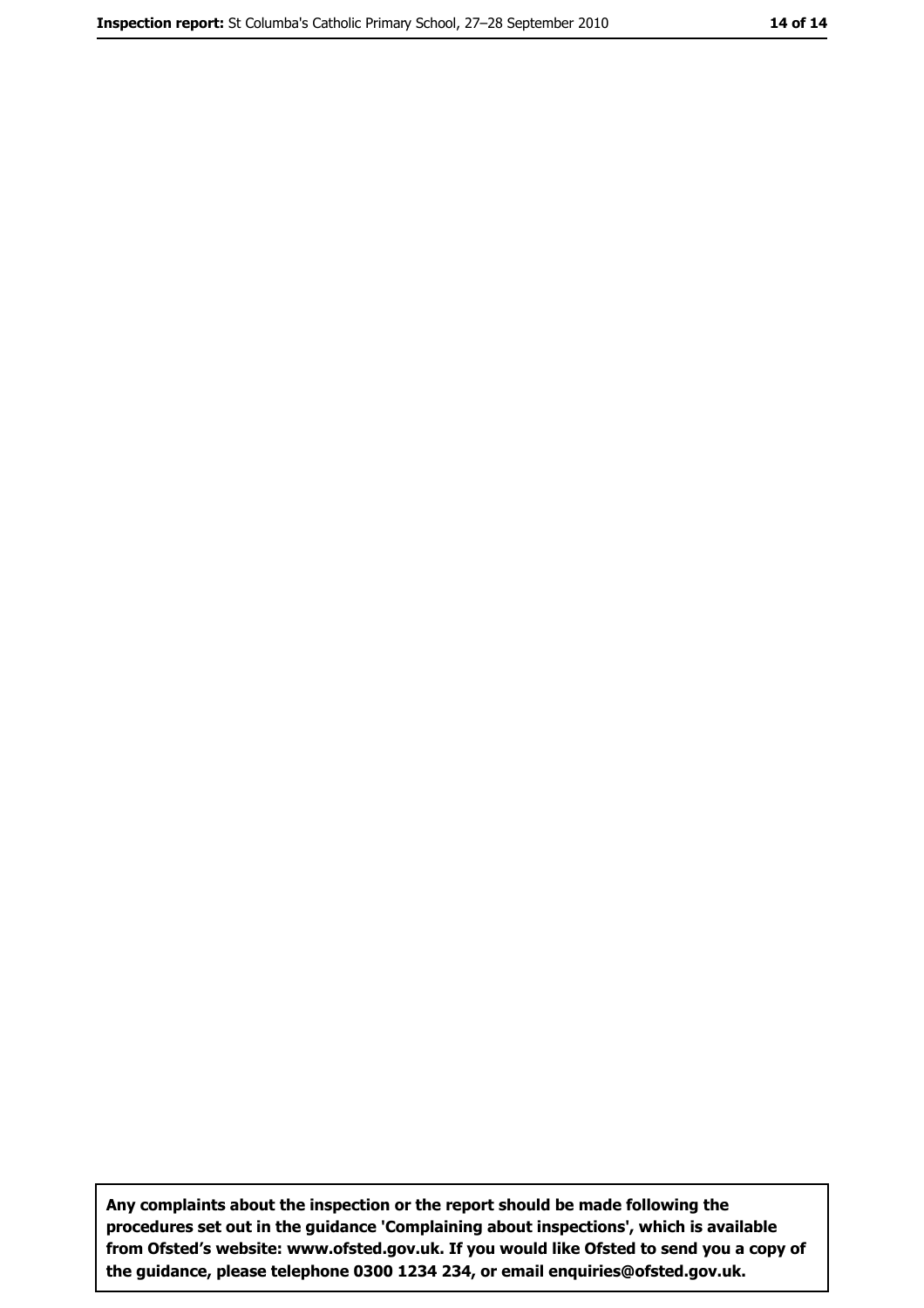**Any complaints about the inspection or the report should be made following the procedures set out in the guidance 'Complaining about inspections', which is available from Ofsted's website: www.ofsted.gov.uk. If you would like Ofsted to send you a copy of the guidance, please telephone 0300 1234 234, or email enquiries@ofsted.gov.uk.**